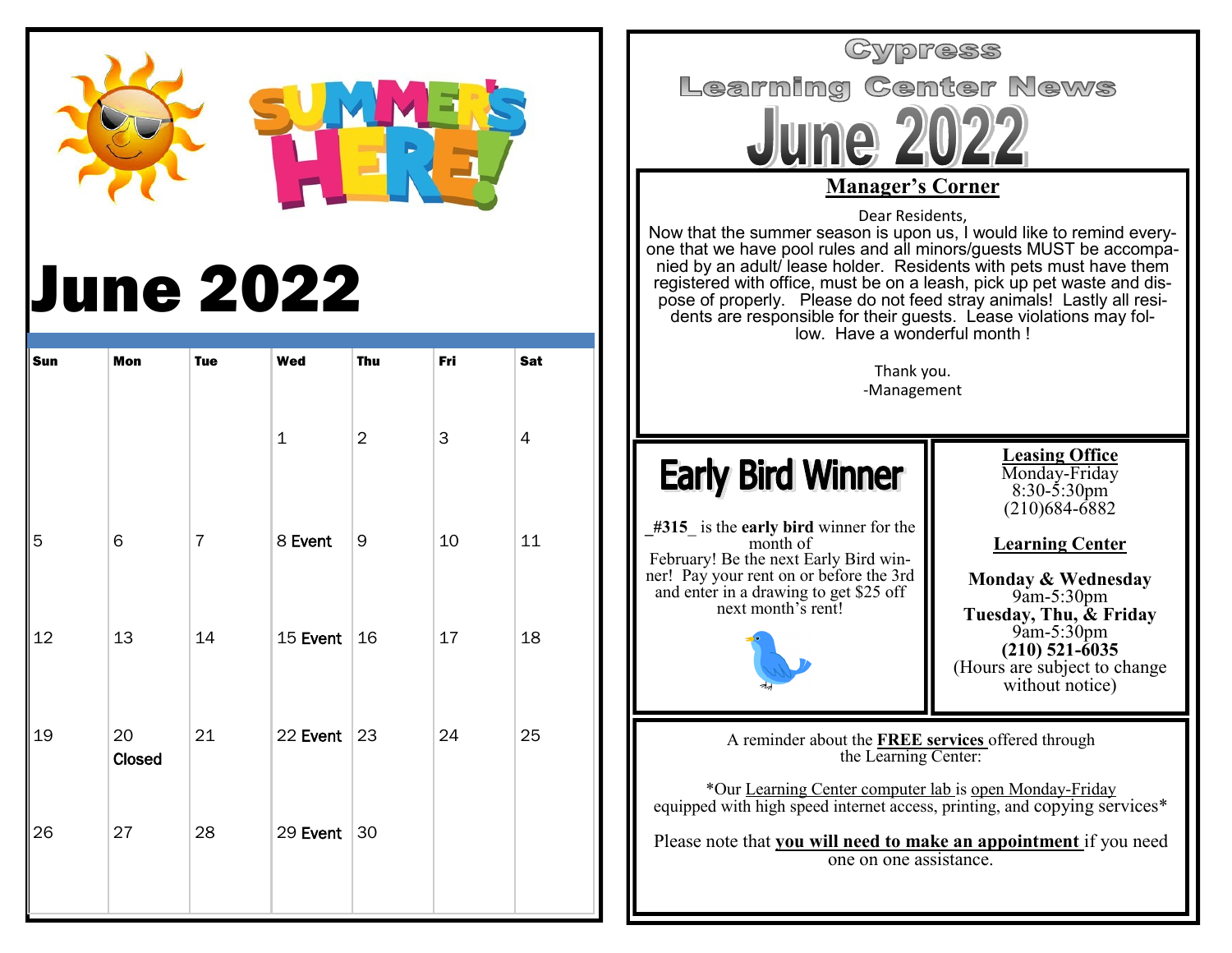SUMMER'S HERE!

# June 2022

| Sun | Mon | Tue | Wed | Thu | Fri | Sat |
|---|---|---|---|---|---|---|
| | | | 1 | 2 | 3 | 4 |
| 5 | 6 | 7 | 8 Event | 9 | 10 | 11 |
| 12 | 13 | 14 | 15 Event | 16 | 17 | 18 |
| 19 | 20 Closed | 21 | 22 Event | 23 | 24 | 25 |
| 26 | 27 | 28 | 29 Event | 30 | | |

# Cypress Learning Center News

# June 2022

## Manager's Corner

Dear Residents,

Now that the summer season is upon us, I would like to remind everyone that we have pool rules and all minors/guests MUST be accompanied by an adult/ lease holder. Residents with pets must have them registered with office, must be on a leash, pick up pet waste and dispose of properly. Please do not feed stray animals! Lastly all residents are responsible for their guests. Lease violations may follow. Have a wonderful month !

Thank you.
-Management

## Early Bird Winner

**_#315_** is the **early bird** winner for the month of February! Be the next Early Bird winner! Pay your rent on or before the 3rd and enter in a drawing to get $25 off next month's rent!

**Leasing Office**

Monday-Friday
8:30-5:30pm
(210)684-6882

**Learning Center**

**Monday & Wednesday**
9am-5:30pm
**Tuesday, Thu, & Friday**
9am-5:30pm
**(210) 521-6035**
(Hours are subject to change without notice)

A reminder about the **FREE services** offered through the Learning Center:

*Our Learning Center computer lab is open Monday-Friday equipped with high speed internet access, printing, and copying services*

Please note that **you will need to make an appointment** if you need one on one assistance.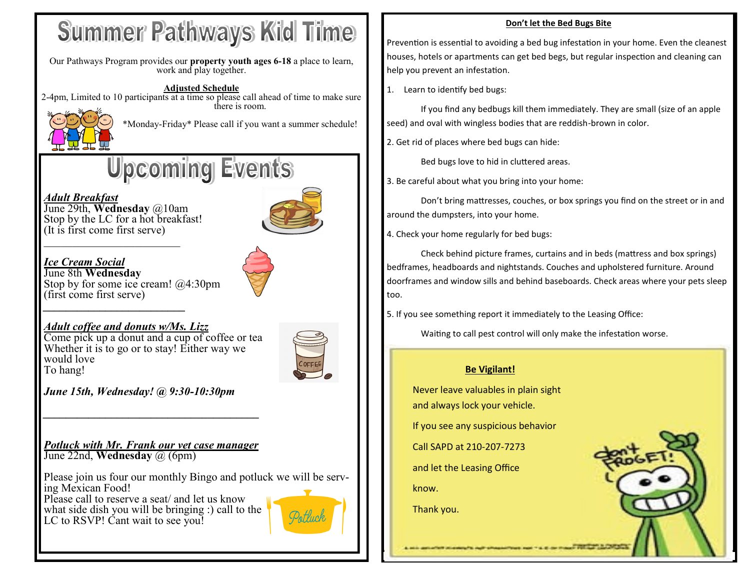# Summer Pathways Kid Time

Our Pathways Program provides our **property youth ages 6-18** a place to learn, work and play together.

**Adjusted Schedule**

2-4pm, Limited to 10 participants at a time so please call ahead of time to make sure there is room.

\*Monday-Friday\* Please call if you want a summer schedule!

# Upcoming Events

***Adult Breakfast***
June 29th, **Wednesday** @10am
Stop by the LC for a hot breakfast!
(It is first come first serve)

---

***Ice Cream Social***
June 8th **Wednesday**
Stop by for some ice cream! @4:30pm
(first come first serve)

---

***Adult coffee and donuts w/Ms. Lizz***
Come pick up a donut and a cup of coffee or tea
Whether it is to go or to stay! Either way we would love
To hang!

***June 15th, Wednesday! @ 9:30-10:30pm***

---

***Potluck with Mr. Frank our vet case manager***
June 22nd, **Wednesday** @ (6pm)

Please join us four our monthly Bingo and potluck we will be serving Mexican Food!
Please call to reserve a seat/ and let us know what side dish you will be bringing :) call to the LC to RSVP! Cant wait to see you!

## Don't let the Bed Bugs Bite

Prevention is essential to avoiding a bed bug infestation in your home. Even the cleanest houses, hotels or apartments can get bed begs, but regular inspection and cleaning can help you prevent an infestation.

1. Learn to identify bed bugs:

   If you find any bedbugs kill them immediately. They are small (size of an apple seed) and oval with wingless bodies that are reddish-brown in color.

2. Get rid of places where bed bugs can hide:

   Bed bugs love to hid in cluttered areas.

3. Be careful about what you bring into your home:

   Don't bring mattresses, couches, or box springs you find on the street or in and around the dumpsters, into your home.

4. Check your home regularly for bed bugs:

   Check behind picture frames, curtains and in beds (mattress and box springs) bedframes, headboards and nightstands. Couches and upholstered furniture. Around doorframes and window sills and behind baseboards. Check areas where your pets sleep too.

5. If you see something report it immediately to the Leasing Office:

   Waiting to call pest control will only make the infestation worse.

**Be Vigilant!**

Never leave valuables in plain sight and always lock your vehicle.

If you see any suspicious behavior

Call SAPD at 210-207-7273

and let the Leasing Office

know.

Thank you.